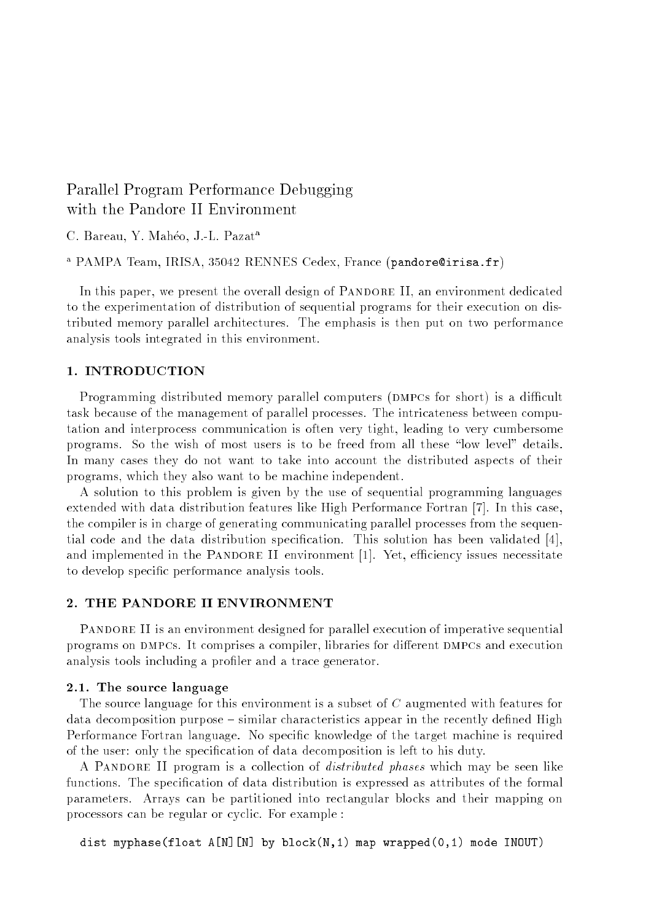# Parallel Program Performance Debugging with the Pandore II Environment

C. Bareau, Y. Mahéo, J.-L. Pazat[a]

[a] PAMPA Team, IRISA, 35042 RENNES Cedex, France (pandore@irisa.fr)

In this paper, we present the overall design of Pandore II, an environment dedicated to the experimentation of distribution of sequential programs for their execution on distributed memory parallel architectures. The emphasis is then put on two performance analysis tools integrated in this environment.

## 1. INTRODUCTION

Programming distributed memory parallel computers (DMPCs for short) is a difficult task because of the management of parallel processes. The intricateness between computation and interprocess communication is often very tight, leading to very cumbersome programs. So the wish of most users is to be freed from all these "low level" details. In many cases they do not want to take into account the distributed aspects of their programs, which they also want to be machine independent.

A solution to this problem is given by the use of sequential programming languages extended with data distribution features like High Performance Fortran [7]. In this case, the compiler is in charge of generating communicating parallel processes from the sequential code and the data distribution specification. This solution has been validated [4], and implemented in the Pandore II environment [1]. Yet, efficiency issues necessitate to develop specific performance analysis tools.

## 2. THE PANDORE II ENVIRONMENT

Pandore II is an environment designed for parallel execution of imperative sequential programs on DMPCs. It comprises a compiler, libraries for different DMPCs and execution analysis tools including a profiler and a trace generator.

### 2.1. The source language

The source language for this environment is a subset of *C* augmented with features for data decomposition purpose – similar characteristics appear in the recently defined High Performance Fortran language. No specific knowledge of the target machine is required of the user: only the specification of data decomposition is left to his duty.

A Pandore II program is a collection of *distributed phases* which may be seen like functions. The specification of data distribution is expressed as attributes of the formal parameters. Arrays can be partitioned into rectangular blocks and their mapping on processors can be regular or cyclic. For example :

```
dist myphase(float A[N][N] by block(N,1) map wrapped(0,1) mode INOUT)
```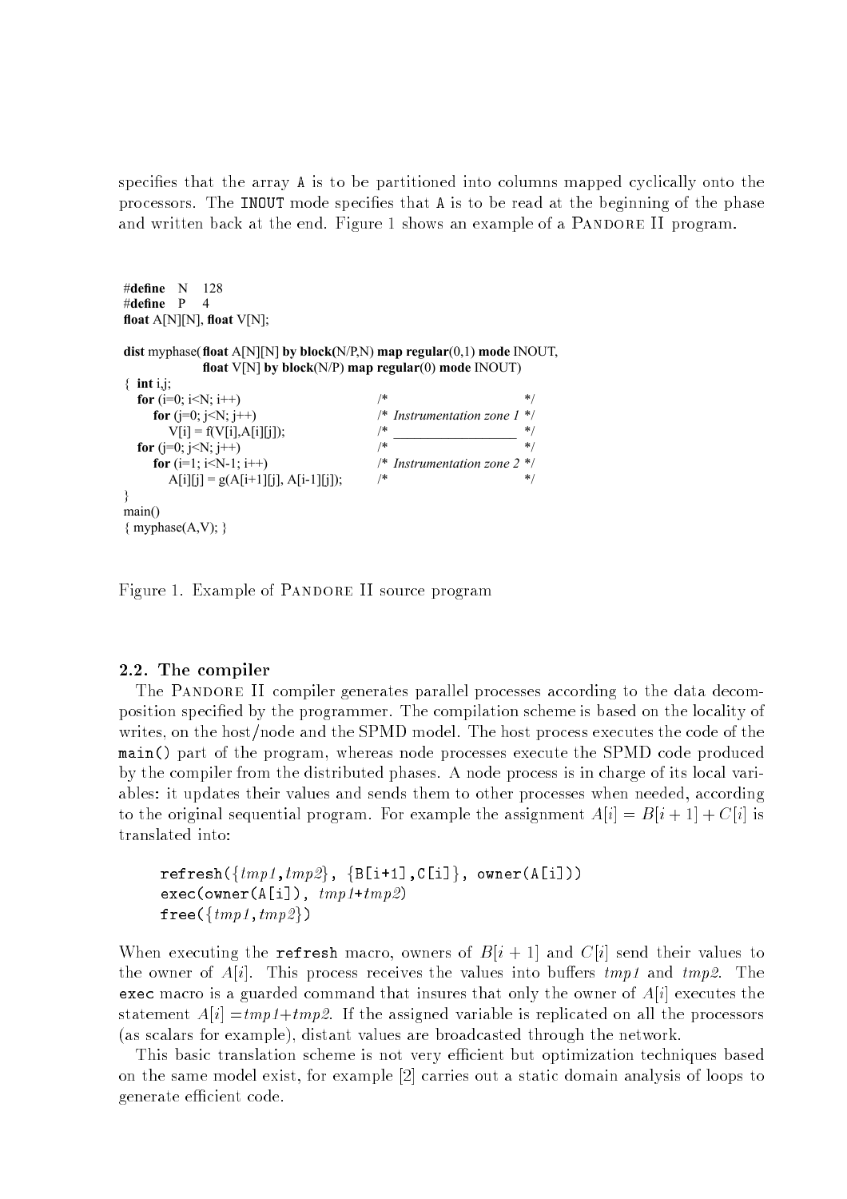specifies that the array `A` is to be partitioned into columns mapped cyclically onto the processors. The `INOUT` mode specifies that `A` is to be read at the beginning of the phase and written back at the end. Figure 1 shows an example of a Pandore II program.

```
#define  N   128
#define  P   4
float A[N][N], float V[N];

dist myphase( float A[N][N] by block(N/P,N) map regular(0,1) mode INOUT,
              float V[N] by block(N/P) map regular(0) mode INOUT)
{  int i,j;
   for (i=0; i<N; i++)                          /*                        */
      for (j=0; j<N; j++)                       /* Instrumentation zone 1 */
         V[i] = f(V[i],A[i][j]);                /* ______________________ */
   for (j=0; j<N; j++)                          /*                        */
      for (i=1; i<N-1; i++)                     /* Instrumentation zone 2 */
         A[i][j] = g(A[i+1][j], A[i-1][j]);     /*                        */
}
main()
{ myphase(A,V); }
```

Figure 1. Example of Pandore II source program

### 2.2. The compiler

The Pandore II compiler generates parallel processes according to the data decomposition specified by the programmer. The compilation scheme is based on the locality of writes, on the host/node and the SPMD model. The host process executes the code of the `main()` part of the program, whereas node processes execute the SPMD code produced by the compiler from the distributed phases. A node process is in charge of its local variables: it updates their values and sends them to other processes when needed, according to the original sequential program. For example the assignment $A[i] = B[i+1] + C[i]$ is translated into:

```
refresh({tmp1,tmp2}, {B[i+1],C[i]}, owner(A[i]))
exec(owner(A[i]), tmp1+tmp2)
free({tmp1,tmp2})
```

When executing the `refresh` macro, owners of $B[i+1]$ and $C[i]$ send their values to the owner of $A[i]$. This process receives the values into buffers *tmp1* and *tmp2*. The `exec` macro is a guarded command that insures that only the owner of $A[i]$ executes the statement $A[i]$ =*tmp1*+*tmp2*. If the assigned variable is replicated on all the processors (as scalars for example), distant values are broadcasted through the network.

This basic translation scheme is not very efficient but optimization techniques based on the same model exist, for example [2] carries out a static domain analysis of loops to generate efficient code.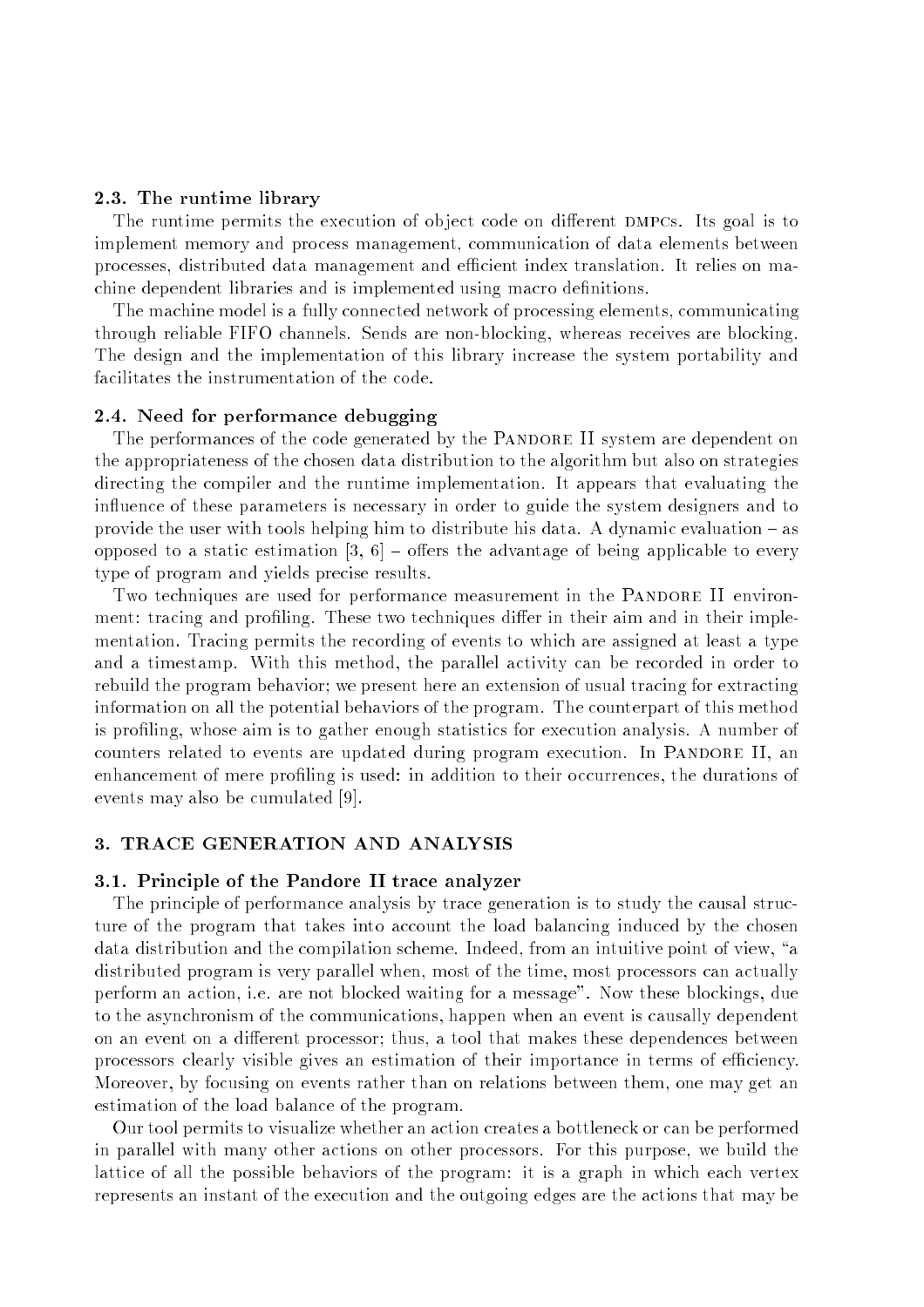### 2.3. The runtime library

The runtime permits the execution of object code on different DMPCs. Its goal is to implement memory and process management, communication of data elements between processes, distributed data management and efficient index translation. It relies on machine dependent libraries and is implemented using macro definitions.

The machine model is a fully connected network of processing elements, communicating through reliable FIFO channels. Sends are non-blocking, whereas receives are blocking. The design and the implementation of this library increase the system portability and facilitates the instrumentation of the code.

### 2.4. Need for performance debugging

The performances of the code generated by the Pandore II system are dependent on the appropriateness of the chosen data distribution to the algorithm but also on strategies directing the compiler and the runtime implementation. It appears that evaluating the influence of these parameters is necessary in order to guide the system designers and to provide the user with tools helping him to distribute his data. A dynamic evaluation – as opposed to a static estimation [3, 6] – offers the advantage of being applicable to every type of program and yields precise results.

Two techniques are used for performance measurement in the Pandore II environment: tracing and profiling. These two techniques differ in their aim and in their implementation. Tracing permits the recording of events to which are assigned at least a type and a timestamp. With this method, the parallel activity can be recorded in order to rebuild the program behavior; we present here an extension of usual tracing for extracting information on all the potential behaviors of the program. The counterpart of this method is profiling, whose aim is to gather enough statistics for execution analysis. A number of counters related to events are updated during program execution. In Pandore II, an enhancement of mere profiling is used: in addition to their occurrences, the durations of events may also be cumulated [9].

## 3. TRACE GENERATION AND ANALYSIS

### 3.1. Principle of the Pandore II trace analyzer

The principle of performance analysis by trace generation is to study the causal structure of the program that takes into account the load balancing induced by the chosen data distribution and the compilation scheme. Indeed, from an intuitive point of view, "a distributed program is very parallel when, most of the time, most processors can actually perform an action, i.e. are not blocked waiting for a message". Now these blockings, due to the asynchronism of the communications, happen when an event is causally dependent on an event on a different processor; thus, a tool that makes these dependences between processors clearly visible gives an estimation of their importance in terms of efficiency. Moreover, by focusing on events rather than on relations between them, one may get an estimation of the load balance of the program.

Our tool permits to visualize whether an action creates a bottleneck or can be performed in parallel with many other actions on other processors. For this purpose, we build the lattice of all the possible behaviors of the program: it is a graph in which each vertex represents an instant of the execution and the outgoing edges are the actions that may be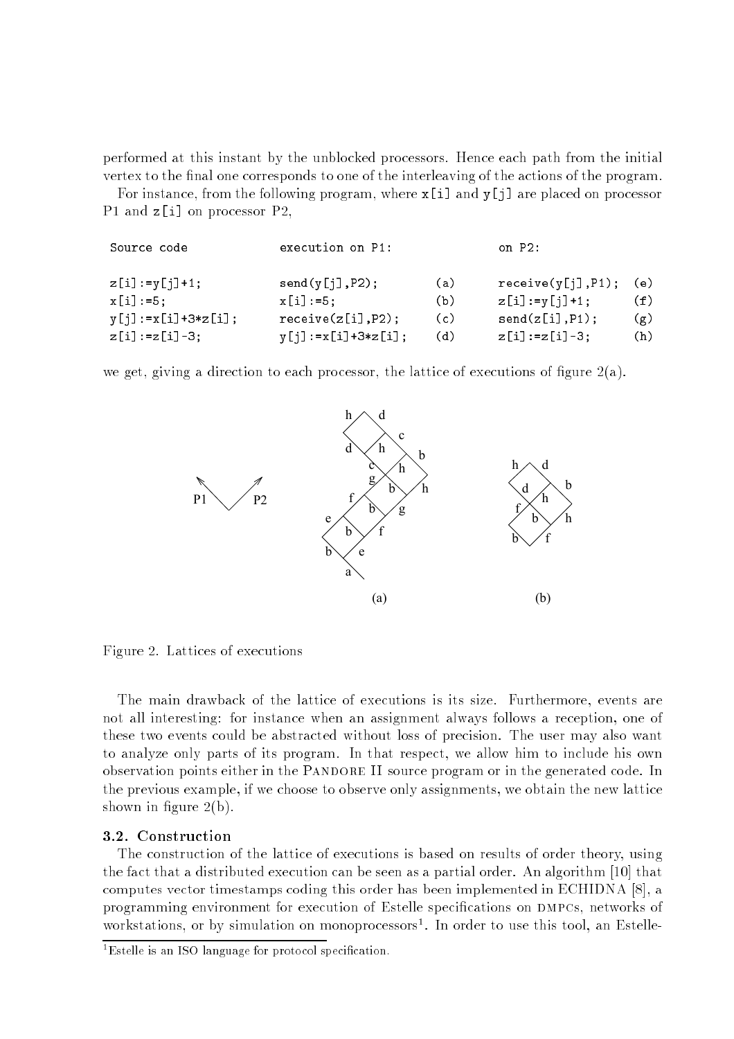performed at this instant by the unblocked processors. Hence each path from the initial vertex to the final one corresponds to one of the interleaving of the actions of the program.

For instance, from the following program, where `x[i]` and `y[j]` are placed on processor P1 and `z[i]` on processor P2,

```
Source code            execution on P1:             on P2:

z[i]:=y[j]+1;          send(y[j],P2);         (a)   receive(y[j],P1);  (e)
x[i]:=5;               x[i]:=5;               (b)   z[i]:=y[j]+1;      (f)
y[j]:=x[i]+3*z[i];     receive(z[i],P2);      (c)   send(z[i],P1);     (g)
z[i]:=z[i]-3;          y[j]:=x[i]+3*z[i];     (d)   z[i]:=z[i]-3;      (h)
```

we get, giving a direction to each processor, the lattice of executions of figure 2(a).

Figure 2. Lattices of executions

The main drawback of the lattice of executions is its size. Furthermore, events are not all interesting: for instance when an assignment always follows a reception, one of these two events could be abstracted without loss of precision. The user may also want to analyze only parts of its program. In that respect, we allow him to include his own observation points either in the PANDORE II source program or in the generated code. In the previous example, if we choose to observe only assignments, we obtain the new lattice shown in figure 2(b).

### 3.2. Construction

The construction of the lattice of executions is based on results of order theory, using the fact that a distributed execution can be seen as a partial order. An algorithm [10] that computes vector timestamps coding this order has been implemented in ECHIDNA [8], a programming environment for execution of Estelle specifications on DMPCs, networks of workstations, or by simulation on monoprocessors[1]. In order to use this tool, an Estelle-

[1]Estelle is an ISO language for protocol specification.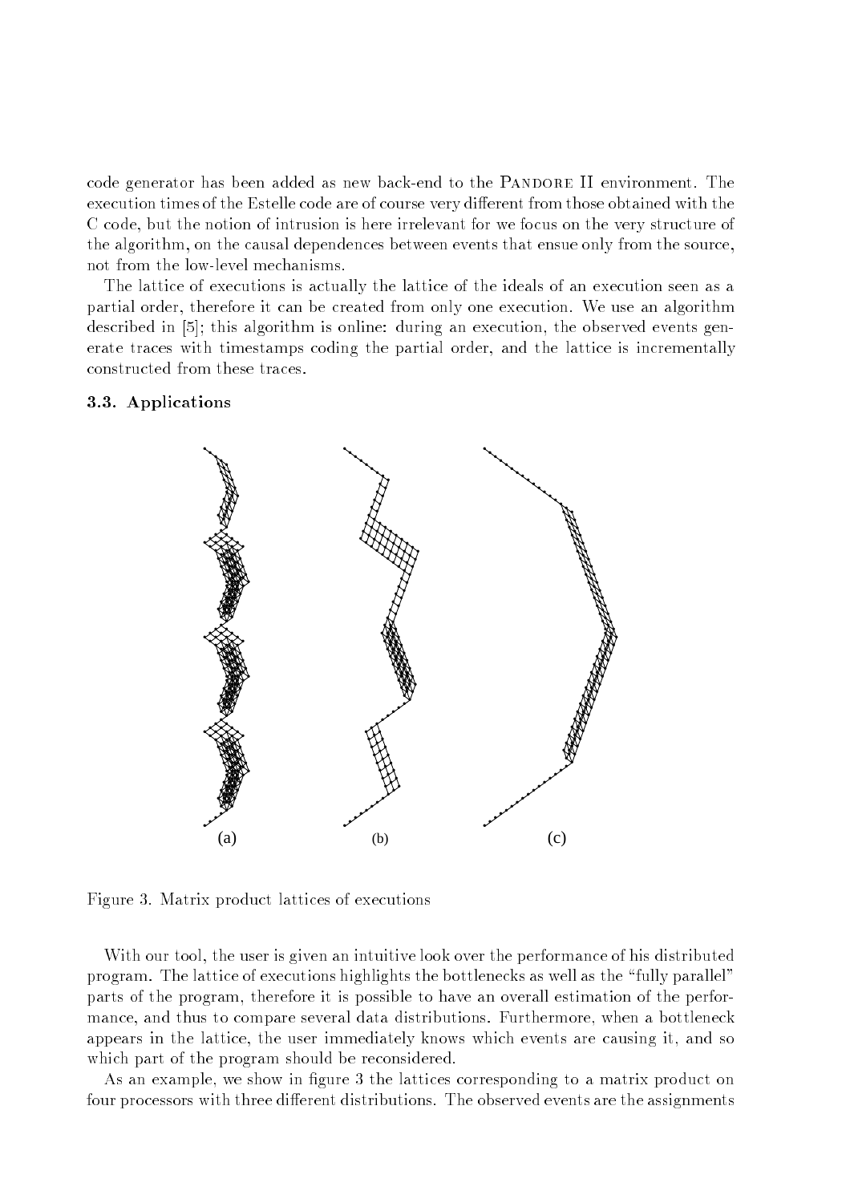code generator has been added as new back-end to the PANDORE II environment. The execution times of the Estelle code are of course very different from those obtained with the C code, but the notion of intrusion is here irrelevant for we focus on the very structure of the algorithm, on the causal dependences between events that ensue only from the source, not from the low-level mechanisms.

The lattice of executions is actually the lattice of the ideals of an execution seen as a partial order, therefore it can be created from only one execution. We use an algorithm described in [5]; this algorithm is online: during an execution, the observed events generate traces with timestamps coding the partial order, and the lattice is incrementally constructed from these traces.

### 3.3. Applications

(a) (b) (c)

Figure 3. Matrix product lattices of executions

With our tool, the user is given an intuitive look over the performance of his distributed program. The lattice of executions highlights the bottlenecks as well as the "fully parallel" parts of the program, therefore it is possible to have an overall estimation of the performance, and thus to compare several data distributions. Furthermore, when a bottleneck appears in the lattice, the user immediately knows which events are causing it, and so which part of the program should be reconsidered.

As an example, we show in figure 3 the lattices corresponding to a matrix product on four processors with three different distributions. The observed events are the assignments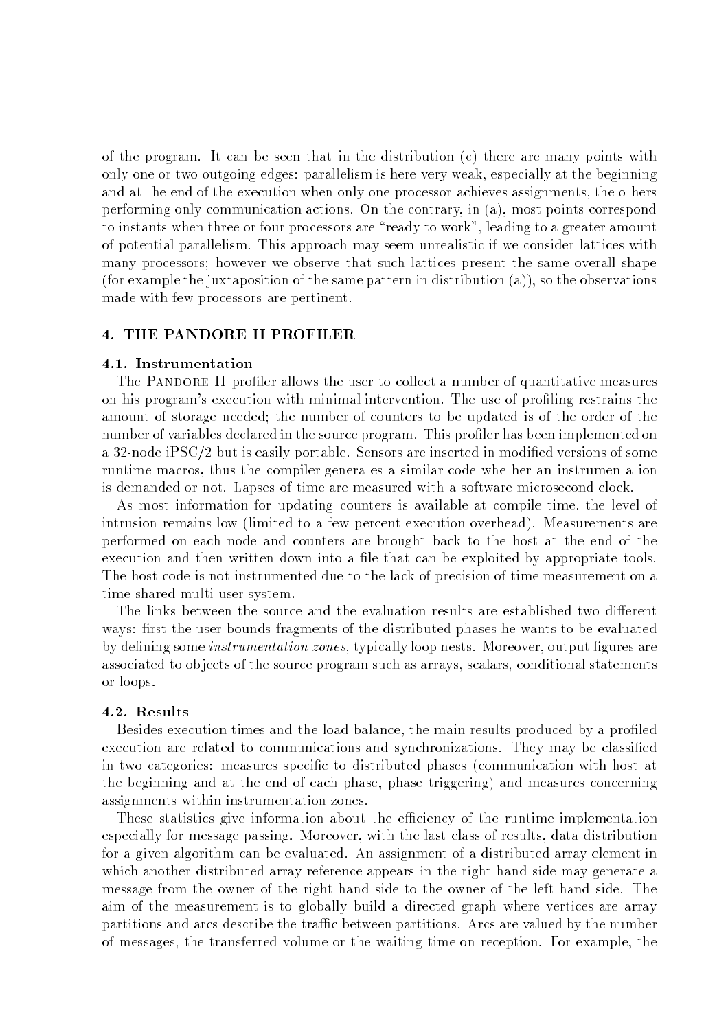of the program. It can be seen that in the distribution (c) there are many points with only one or two outgoing edges: parallelism is here very weak, especially at the beginning and at the end of the execution when only one processor achieves assignments, the others performing only communication actions. On the contrary, in (a), most points correspond to instants when three or four processors are "ready to work", leading to a greater amount of potential parallelism. This approach may seem unrealistic if we consider lattices with many processors; however we observe that such lattices present the same overall shape (for example the juxtaposition of the same pattern in distribution (a)), so the observations made with few processors are pertinent.

## 4. THE PANDORE II PROFILER

### 4.1. Instrumentation

The Pandore II profiler allows the user to collect a number of quantitative measures on his program's execution with minimal intervention. The use of profiling restrains the amount of storage needed; the number of counters to be updated is of the order of the number of variables declared in the source program. This profiler has been implemented on a 32-node iPSC/2 but is easily portable. Sensors are inserted in modified versions of some runtime macros, thus the compiler generates a similar code whether an instrumentation is demanded or not. Lapses of time are measured with a software microsecond clock.

As most information for updating counters is available at compile time, the level of intrusion remains low (limited to a few percent execution overhead). Measurements are performed on each node and counters are brought back to the host at the end of the execution and then written down into a file that can be exploited by appropriate tools. The host code is not instrumented due to the lack of precision of time measurement on a time-shared multi-user system.

The links between the source and the evaluation results are established two different ways: first the user bounds fragments of the distributed phases he wants to be evaluated by defining some *instrumentation zones*, typically loop nests. Moreover, output figures are associated to objects of the source program such as arrays, scalars, conditional statements or loops.

### 4.2. Results

Besides execution times and the load balance, the main results produced by a profiled execution are related to communications and synchronizations. They may be classified in two categories: measures specific to distributed phases (communication with host at the beginning and at the end of each phase, phase triggering) and measures concerning assignments within instrumentation zones.

These statistics give information about the efficiency of the runtime implementation especially for message passing. Moreover, with the last class of results, data distribution for a given algorithm can be evaluated. An assignment of a distributed array element in which another distributed array reference appears in the right hand side may generate a message from the owner of the right hand side to the owner of the left hand side. The aim of the measurement is to globally build a directed graph where vertices are array partitions and arcs describe the traffic between partitions. Arcs are valued by the number of messages, the transferred volume or the waiting time on reception. For example, the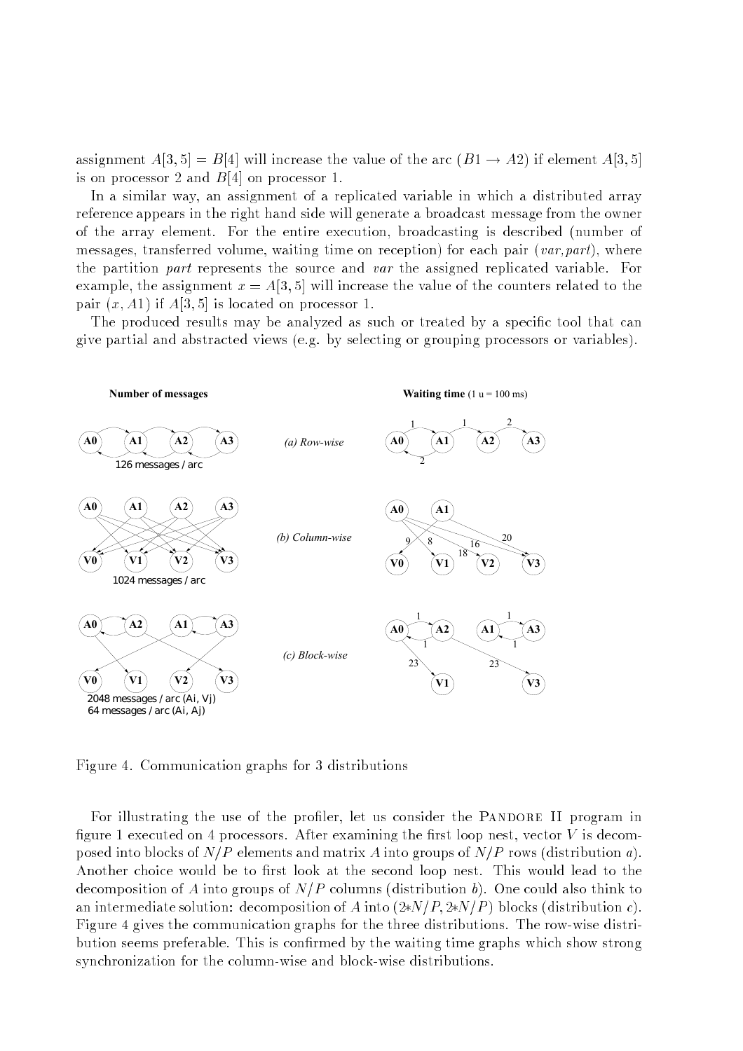assignment $A[3,5] = B[4]$ will increase the value of the arc $(B1 \rightarrow A2)$ if element $A[3,5]$ is on processor 2 and $B[4]$ on processor 1.

In a similar way, an assignment of a replicated variable in which a distributed array reference appears in the right hand side will generate a broadcast message from the owner of the array element. For the entire execution, broadcasting is described (number of messages, transferred volume, waiting time on reception) for each pair (*var,part*), where the partition *part* represents the source and *var* the assigned replicated variable. For example, the assignment $x = A[3,5]$ will increase the value of the counters related to the pair $(x, A1)$ if $A[3,5]$ is located on processor 1.

The produced results may be analyzed as such or treated by a specific tool that can give partial and abstracted views (e.g. by selecting or grouping processors or variables).

Figure 4. Communication graphs for 3 distributions

For illustrating the use of the profiler, let us consider the Pandore II program in figure 1 executed on 4 processors. After examining the first loop nest, vector $V$ is decomposed into blocks of $N/P$ elements and matrix $A$ into groups of $N/P$ rows (distribution *a*). Another choice would be to first look at the second loop nest. This would lead to the decomposition of $A$ into groups of $N/P$ columns (distribution *b*). One could also think to an intermediate solution: decomposition of $A$ into $(2{*}N/P, 2{*}N/P)$ blocks (distribution *c*). Figure 4 gives the communication graphs for the three distributions. The row-wise distribution seems preferable. This is confirmed by the waiting time graphs which show strong synchronization for the column-wise and block-wise distributions.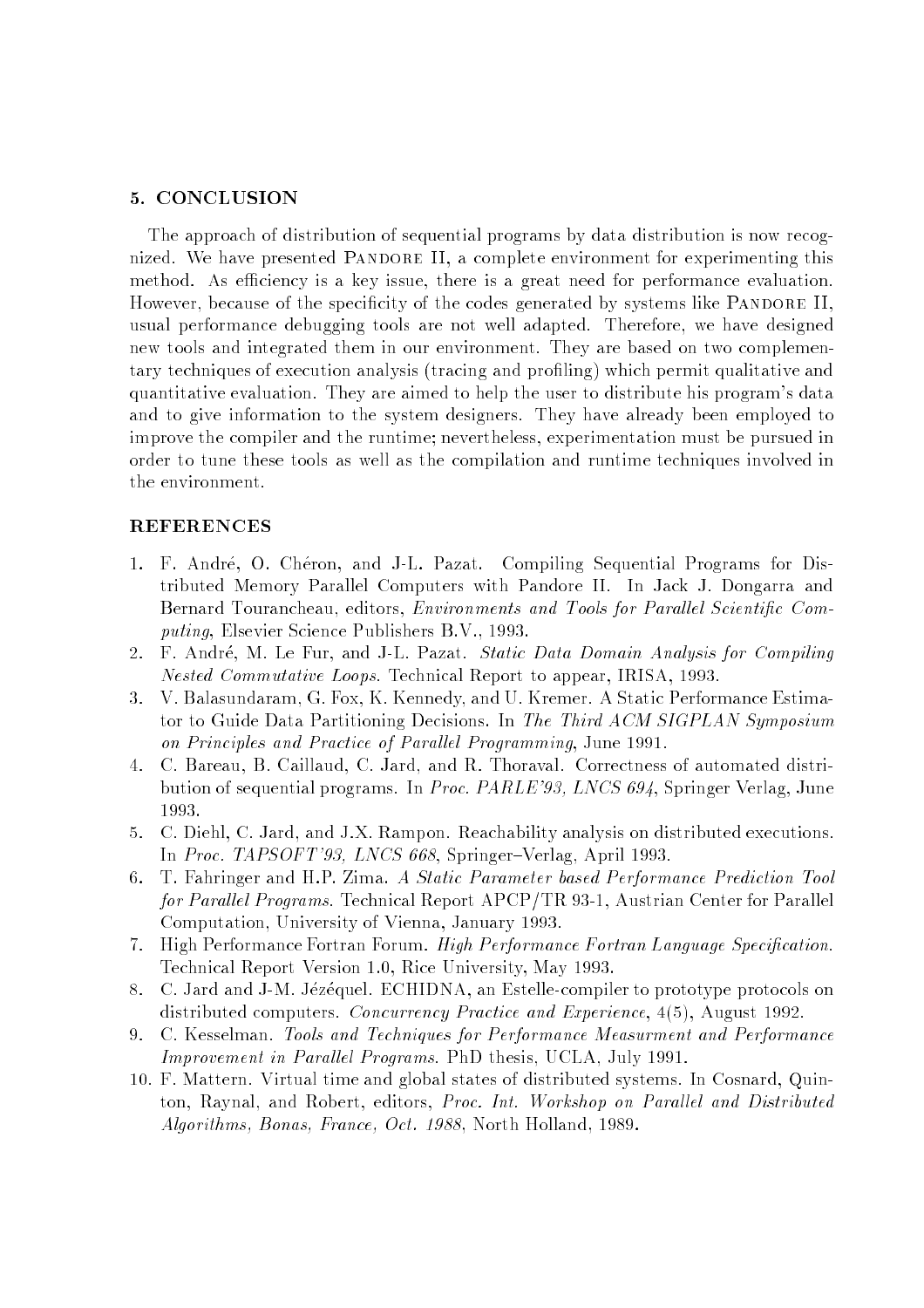## 5. CONCLUSION

The approach of distribution of sequential programs by data distribution is now recognized. We have presented PANDORE II, a complete environment for experimenting this method. As efficiency is a key issue, there is a great need for performance evaluation. However, because of the specificity of the codes generated by systems like PANDORE II, usual performance debugging tools are not well adapted. Therefore, we have designed new tools and integrated them in our environment. They are based on two complementary techniques of execution analysis (tracing and profiling) which permit qualitative and quantitative evaluation. They are aimed to help the user to distribute his program's data and to give information to the system designers. They have already been employed to improve the compiler and the runtime; nevertheless, experimentation must be pursued in order to tune these tools as well as the compilation and runtime techniques involved in the environment.

## REFERENCES

1. F. André, O. Chéron, and J-L. Pazat. Compiling Sequential Programs for Distributed Memory Parallel Computers with Pandore II. In Jack J. Dongarra and Bernard Tourancheau, editors, *Environments and Tools for Parallel Scientific Computing*, Elsevier Science Publishers B.V., 1993.
2. F. André, M. Le Fur, and J-L. Pazat. *Static Data Domain Analysis for Compiling Nested Commutative Loops*. Technical Report to appear, IRISA, 1993.
3. V. Balasundaram, G. Fox, K. Kennedy, and U. Kremer. A Static Performance Estimator to Guide Data Partitioning Decisions. In *The Third ACM SIGPLAN Symposium on Principles and Practice of Parallel Programming*, June 1991.
4. C. Bareau, B. Caillaud, C. Jard, and R. Thoraval. Correctness of automated distribution of sequential programs. In *Proc. PARLE'93, LNCS 694*, Springer Verlag, June 1993.
5. C. Diehl, C. Jard, and J.X. Rampon. Reachability analysis on distributed executions. In *Proc. TAPSOFT'93, LNCS 668*, Springer–Verlag, April 1993.
6. T. Fahringer and H.P. Zima. *A Static Parameter based Performance Prediction Tool for Parallel Programs*. Technical Report APCP/TR 93-1, Austrian Center for Parallel Computation, University of Vienna, January 1993.
7. High Performance Fortran Forum. *High Performance Fortran Language Specification*. Technical Report Version 1.0, Rice University, May 1993.
8. C. Jard and J-M. Jézéquel. ECHIDNA, an Estelle-compiler to prototype protocols on distributed computers. *Concurrency Practice and Experience*, 4(5), August 1992.
9. C. Kesselman. *Tools and Techniques for Performance Measurment and Performance Improvement in Parallel Programs*. PhD thesis, UCLA, July 1991.
10. F. Mattern. Virtual time and global states of distributed systems. In Cosnard, Quinton, Raynal, and Robert, editors, *Proc. Int. Workshop on Parallel and Distributed Algorithms, Bonas, France, Oct. 1988*, North Holland, 1989.